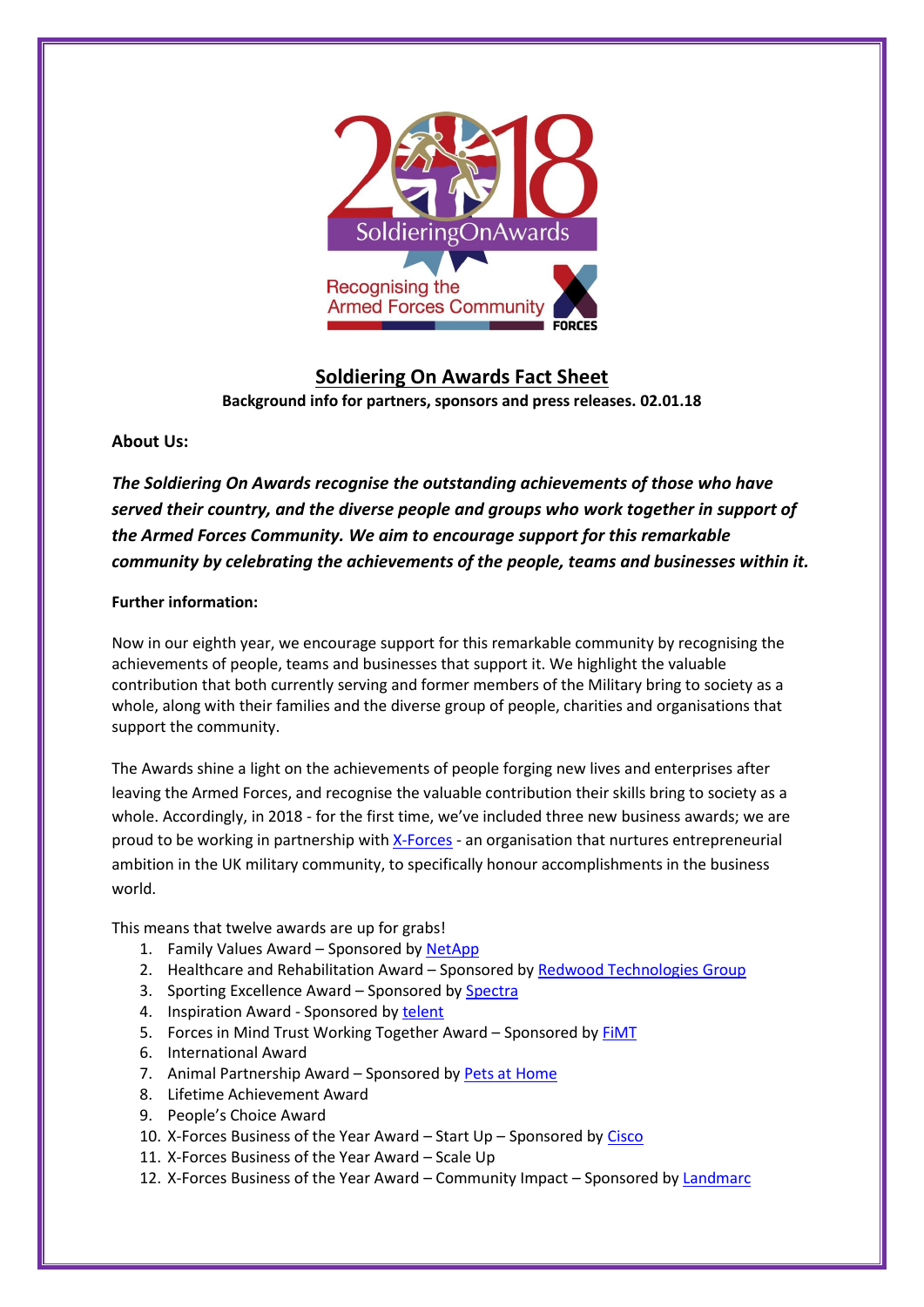# Soldiering On Awards Fact Sheet

**Background info for partners, sponsors and press releases. 02.01.18**

**About Us:**

***The Soldiering On Awards recognise the outstanding achievements of those who have served their country, and the diverse people and groups who work together in support of the Armed Forces Community. We aim to encourage support for this remarkable community by celebrating the achievements of the people, teams and businesses within it.***

**Further information:**

Now in our eighth year, we encourage support for this remarkable community by recognising the achievements of people, teams and businesses that support it. We highlight the valuable contribution that both currently serving and former members of the Military bring to society as a whole, along with their families and the diverse group of people, charities and organisations that support the community.

The Awards shine a light on the achievements of people forging new lives and enterprises after leaving the Armed Forces, and recognise the valuable contribution their skills bring to society as a whole. Accordingly, in 2018 - for the first time, we've included three new business awards; we are proud to be working in partnership with X-Forces - an organisation that nurtures entrepreneurial ambition in the UK military community, to specifically honour accomplishments in the business world.

This means that twelve awards are up for grabs!

1. Family Values Award – Sponsored by NetApp
2. Healthcare and Rehabilitation Award – Sponsored by Redwood Technologies Group
3. Sporting Excellence Award – Sponsored by Spectra
4. Inspiration Award - Sponsored by telent
5. Forces in Mind Trust Working Together Award – Sponsored by FiMT
6. International Award
7. Animal Partnership Award – Sponsored by Pets at Home
8. Lifetime Achievement Award
9. People's Choice Award
10. X-Forces Business of the Year Award – Start Up – Sponsored by Cisco
11. X-Forces Business of the Year Award – Scale Up
12. X-Forces Business of the Year Award – Community Impact – Sponsored by Landmarc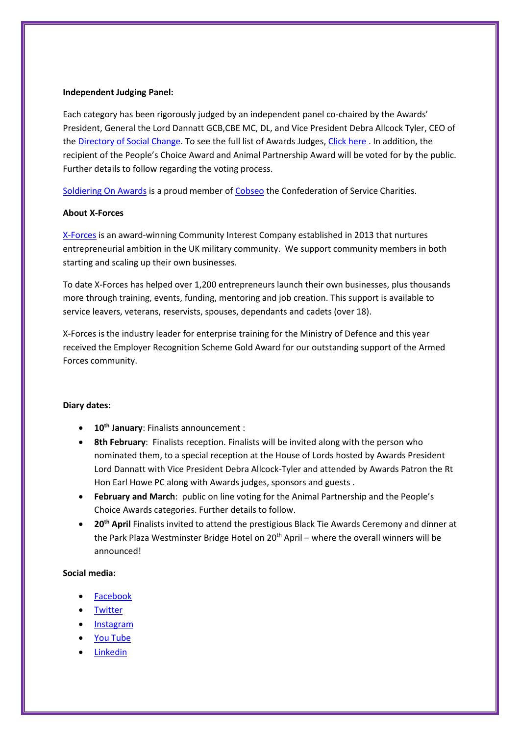**Independent Judging Panel:**

Each category has been rigorously judged by an independent panel co-chaired by the Awards' President, General the Lord Dannatt GCB,CBE MC, DL, and Vice President Debra Allcock Tyler, CEO of the Directory of Social Change. To see the full list of Awards Judges, Click here . In addition, the recipient of the People's Choice Award and Animal Partnership Award will be voted for by the public. Further details to follow regarding the voting process.

Soldiering On Awards is a proud member of Cobseo the Confederation of Service Charities.

**About X-Forces**

X-Forces is an award-winning Community Interest Company established in 2013 that nurtures entrepreneurial ambition in the UK military community. We support community members in both starting and scaling up their own businesses.

To date X-Forces has helped over 1,200 entrepreneurs launch their own businesses, plus thousands more through training, events, funding, mentoring and job creation. This support is available to service leavers, veterans, reservists, spouses, dependants and cadets (over 18).

X-Forces is the industry leader for enterprise training for the Ministry of Defence and this year received the Employer Recognition Scheme Gold Award for our outstanding support of the Armed Forces community.

**Diary dates:**

- **10th January**: Finalists announcement :
- **8th February**: Finalists reception. Finalists will be invited along with the person who nominated them, to a special reception at the House of Lords hosted by Awards President Lord Dannatt with Vice President Debra Allcock-Tyler and attended by Awards Patron the Rt Hon Earl Howe PC along with Awards judges, sponsors and guests .
- **February and March**: public on line voting for the Animal Partnership and the People's Choice Awards categories. Further details to follow.
- **20th April** Finalists invited to attend the prestigious Black Tie Awards Ceremony and dinner at the Park Plaza Westminster Bridge Hotel on 20th April – where the overall winners will be announced!

**Social media:**

- Facebook
- Twitter
- Instagram
- You Tube
- Linkedin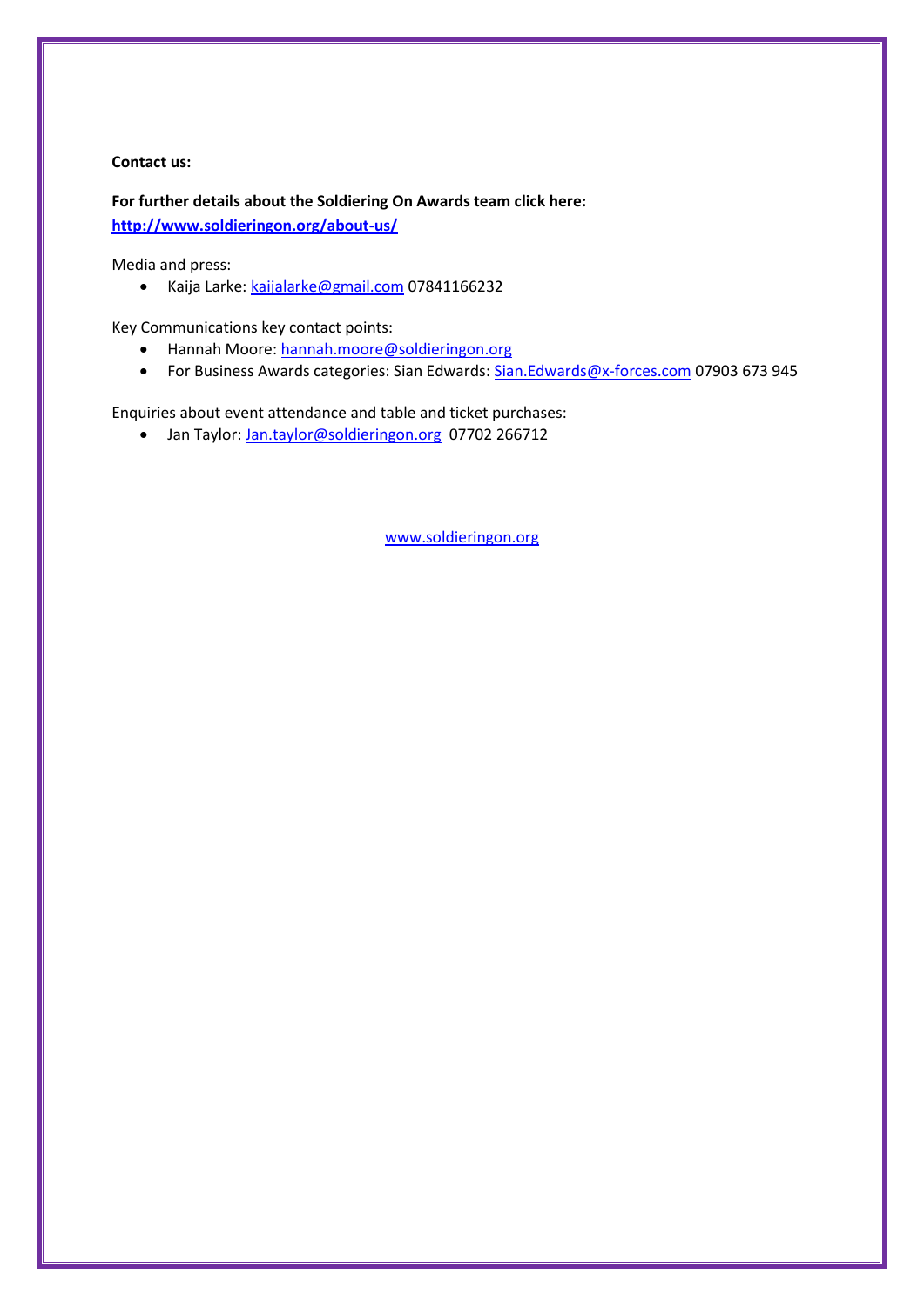**Contact us:**

**For further details about the Soldiering On Awards team click here:**
**http://www.soldieringon.org/about-us/**

Media and press:

- Kaija Larke: kaijalarke@gmail.com 07841166232

Key Communications key contact points:

- Hannah Moore: hannah.moore@soldieringon.org
- For Business Awards categories: Sian Edwards: Sian.Edwards@x-forces.com 07903 673 945

Enquiries about event attendance and table and ticket purchases:

- Jan Taylor: Jan.taylor@soldieringon.org 07702 266712

www.soldieringon.org